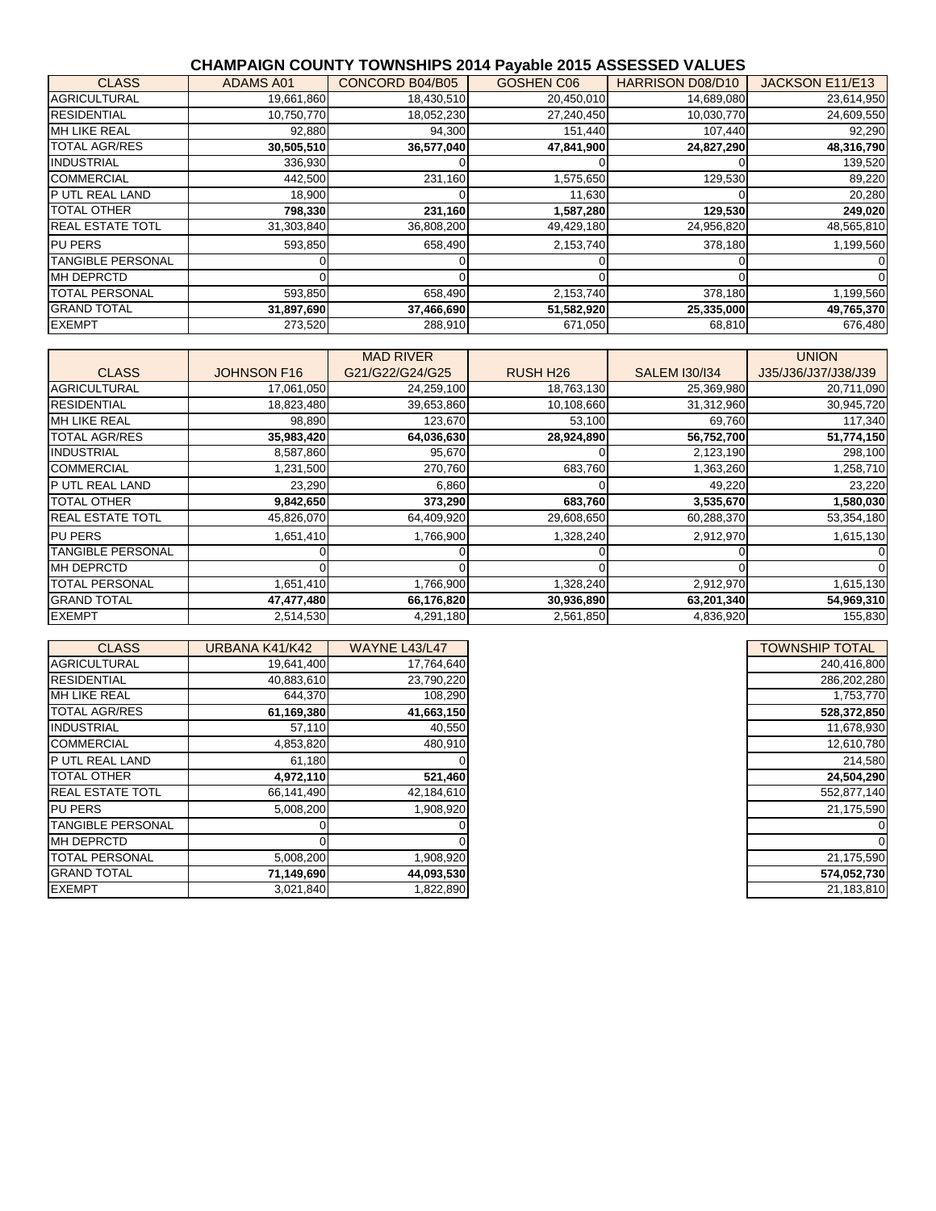# CHAMPAIGN COUNTY TOWNSHIPS 2014 Payable 2015 ASSESSED VALUES

| CLASS | ADAMS A01 | CONCORD B04/B05 | GOSHEN C06 | HARRISON D08/D10 | JACKSON E11/E13 |
|---|---|---|---|---|---|
| AGRICULTURAL | 19,661,860 | 18,430,510 | 20,450,010 | 14,689,080 | 23,614,950 |
| RESIDENTIAL | 10,750,770 | 18,052,230 | 27,240,450 | 10,030,770 | 24,609,550 |
| MH LIKE REAL | 92,880 | 94,300 | 151,440 | 107,440 | 92,290 |
| TOTAL AGR/RES | **30,505,510** | **36,577,040** | **47,841,900** | **24,827,290** | **48,316,790** |
| INDUSTRIAL | 336,930 | 0 | 0 | 0 | 139,520 |
| COMMERCIAL | 442,500 | 231,160 | 1,575,650 | 129,530 | 89,220 |
| P UTL REAL LAND | 18,900 | 0 | 11,630 | 0 | 20,280 |
| TOTAL OTHER | **798,330** | **231,160** | **1,587,280** | **129,530** | **249,020** |
| REAL ESTATE TOTL | 31,303,840 | 36,808,200 | 49,429,180 | 24,956,820 | 48,565,810 |
| PU PERS | 593,850 | 658,490 | 2,153,740 | 378,180 | 1,199,560 |
| TANGIBLE PERSONAL | 0 | 0 | 0 | 0 | 0 |
| MH DEPRCTD | 0 | 0 | 0 | 0 | 0 |
| TOTAL PERSONAL | 593,850 | 658,490 | 2,153,740 | 378,180 | 1,199,560 |
| GRAND TOTAL | **31,897,690** | **37,466,690** | **51,582,920** | **25,335,000** | **49,765,370** |
| EXEMPT | 273,520 | 288,910 | 671,050 | 68,810 | 676,480 |

| CLASS | JOHNSON F16 | MAD RIVER G21/G22/G24/G25 | RUSH H26 | SALEM I30/I34 | UNION J35/J36/J37/J38/J39 |
|---|---|---|---|---|---|
| AGRICULTURAL | 17,061,050 | 24,259,100 | 18,763,130 | 25,369,980 | 20,711,090 |
| RESIDENTIAL | 18,823,480 | 39,653,860 | 10,108,660 | 31,312,960 | 30,945,720 |
| MH LIKE REAL | 98,890 | 123,670 | 53,100 | 69,760 | 117,340 |
| TOTAL AGR/RES | **35,983,420** | **64,036,630** | **28,924,890** | **56,752,700** | **51,774,150** |
| INDUSTRIAL | 8,587,860 | 95,670 | 0 | 2,123,190 | 298,100 |
| COMMERCIAL | 1,231,500 | 270,760 | 683,760 | 1,363,260 | 1,258,710 |
| P UTL REAL LAND | 23,290 | 6,860 | 0 | 49,220 | 23,220 |
| TOTAL OTHER | **9,842,650** | **373,290** | **683,760** | **3,535,670** | **1,580,030** |
| REAL ESTATE TOTL | 45,826,070 | 64,409,920 | 29,608,650 | 60,288,370 | 53,354,180 |
| PU PERS | 1,651,410 | 1,766,900 | 1,328,240 | 2,912,970 | 1,615,130 |
| TANGIBLE PERSONAL | 0 | 0 | 0 | 0 | 0 |
| MH DEPRCTD | 0 | 0 | 0 | 0 | 0 |
| TOTAL PERSONAL | 1,651,410 | 1,766,900 | 1,328,240 | 2,912,970 | 1,615,130 |
| GRAND TOTAL | **47,477,480** | **66,176,820** | **30,936,890** | **63,201,340** | **54,969,310** |
| EXEMPT | 2,514,530 | 4,291,180 | 2,561,850 | 4,836,920 | 155,830 |

| CLASS | URBANA K41/K42 | WAYNE L43/L47 | TOWNSHIP TOTAL |
|---|---|---|---|
| AGRICULTURAL | 19,641,400 | 17,764,640 | 240,416,800 |
| RESIDENTIAL | 40,883,610 | 23,790,220 | 286,202,280 |
| MH LIKE REAL | 644,370 | 108,290 | 1,753,770 |
| TOTAL AGR/RES | **61,169,380** | **41,663,150** | **528,372,850** |
| INDUSTRIAL | 57,110 | 40,550 | 11,678,930 |
| COMMERCIAL | 4,853,820 | 480,910 | 12,610,780 |
| P UTL REAL LAND | 61,180 | 0 | 214,580 |
| TOTAL OTHER | **4,972,110** | **521,460** | **24,504,290** |
| REAL ESTATE TOTL | 66,141,490 | 42,184,610 | 552,877,140 |
| PU PERS | 5,008,200 | 1,908,920 | 21,175,590 |
| TANGIBLE PERSONAL | 0 | 0 | 0 |
| MH DEPRCTD | 0 | 0 | 0 |
| TOTAL PERSONAL | 5,008,200 | 1,908,920 | 21,175,590 |
| GRAND TOTAL | **71,149,690** | **44,093,530** | **574,052,730** |
| EXEMPT | 3,021,840 | 1,822,890 | 21,183,810 |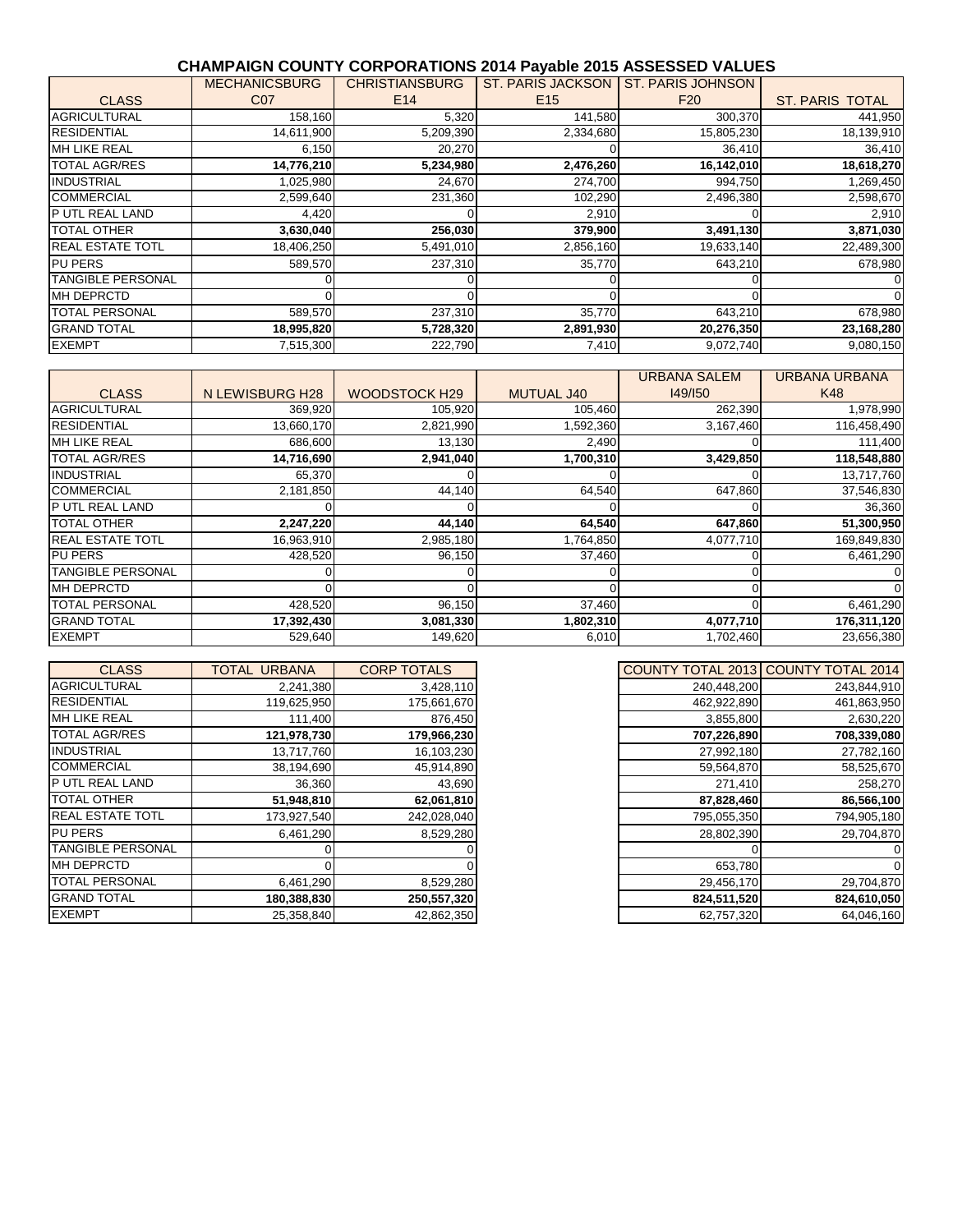# CHAMPAIGN COUNTY CORPORATIONS 2014 Payable 2015 ASSESSED VALUES

| CLASS | MECHANICSBURG C07 | CHRISTIANSBURG E14 | ST. PARIS JACKSON E15 | ST. PARIS JOHNSON F20 | ST. PARIS TOTAL |
|---|---|---|---|---|---|
| AGRICULTURAL | 158,160 | 5,320 | 141,580 | 300,370 | 441,950 |
| RESIDENTIAL | 14,611,900 | 5,209,390 | 2,334,680 | 15,805,230 | 18,139,910 |
| MH LIKE REAL | 6,150 | 20,270 | 0 | 36,410 | 36,410 |
| **TOTAL AGR/RES** | **14,776,210** | **5,234,980** | **2,476,260** | **16,142,010** | **18,618,270** |
| INDUSTRIAL | 1,025,980 | 24,670 | 274,700 | 994,750 | 1,269,450 |
| COMMERCIAL | 2,599,640 | 231,360 | 102,290 | 2,496,380 | 2,598,670 |
| P UTL REAL LAND | 4,420 | 0 | 2,910 | 0 | 2,910 |
| **TOTAL OTHER** | **3,630,040** | **256,030** | **379,900** | **3,491,130** | **3,871,030** |
| REAL ESTATE TOTL | 18,406,250 | 5,491,010 | 2,856,160 | 19,633,140 | 22,489,300 |
| PU PERS | 589,570 | 237,310 | 35,770 | 643,210 | 678,980 |
| TANGIBLE PERSONAL | 0 | 0 | 0 | 0 | 0 |
| MH DEPRCTD | 0 | 0 | 0 | 0 | 0 |
| TOTAL PERSONAL | 589,570 | 237,310 | 35,770 | 643,210 | 678,980 |
| **GRAND TOTAL** | **18,995,820** | **5,728,320** | **2,891,930** | **20,276,350** | **23,168,280** |
| EXEMPT | 7,515,300 | 222,790 | 7,410 | 9,072,740 | 9,080,150 |

| CLASS | N LEWISBURG H28 | WOODSTOCK H29 | MUTUAL J40 | URBANA SALEM I49/I50 | URBANA URBANA K48 |
|---|---|---|---|---|---|
| AGRICULTURAL | 369,920 | 105,920 | 105,460 | 262,390 | 1,978,990 |
| RESIDENTIAL | 13,660,170 | 2,821,990 | 1,592,360 | 3,167,460 | 116,458,490 |
| MH LIKE REAL | 686,600 | 13,130 | 2,490 | 0 | 111,400 |
| **TOTAL AGR/RES** | **14,716,690** | **2,941,040** | **1,700,310** | **3,429,850** | **118,548,880** |
| INDUSTRIAL | 65,370 | 0 | 0 | 0 | 13,717,760 |
| COMMERCIAL | 2,181,850 | 44,140 | 64,540 | 647,860 | 37,546,830 |
| P UTL REAL LAND | 0 | 0 | 0 | 0 | 36,360 |
| **TOTAL OTHER** | **2,247,220** | **44,140** | **64,540** | **647,860** | **51,300,950** |
| REAL ESTATE TOTL | 16,963,910 | 2,985,180 | 1,764,850 | 4,077,710 | 169,849,830 |
| PU PERS | 428,520 | 96,150 | 37,460 | 0 | 6,461,290 |
| TANGIBLE PERSONAL | 0 | 0 | 0 | 0 | 0 |
| MH DEPRCTD | 0 | 0 | 0 | 0 | 0 |
| TOTAL PERSONAL | 428,520 | 96,150 | 37,460 | 0 | 6,461,290 |
| **GRAND TOTAL** | **17,392,430** | **3,081,330** | **1,802,310** | **4,077,710** | **176,311,120** |
| EXEMPT | 529,640 | 149,620 | 6,010 | 1,702,460 | 23,656,380 |

| CLASS | TOTAL URBANA | CORP TOTALS |
|---|---|---|
| AGRICULTURAL | 2,241,380 | 3,428,110 |
| RESIDENTIAL | 119,625,950 | 175,661,670 |
| MH LIKE REAL | 111,400 | 876,450 |
| **TOTAL AGR/RES** | **121,978,730** | **179,966,230** |
| INDUSTRIAL | 13,717,760 | 16,103,230 |
| COMMERCIAL | 38,194,690 | 45,914,890 |
| P UTL REAL LAND | 36,360 | 43,690 |
| **TOTAL OTHER** | **51,948,810** | **62,061,810** |
| REAL ESTATE TOTL | 173,927,540 | 242,028,040 |
| PU PERS | 6,461,290 | 8,529,280 |
| TANGIBLE PERSONAL | 0 | 0 |
| MH DEPRCTD | 0 | 0 |
| TOTAL PERSONAL | 6,461,290 | 8,529,280 |
| **GRAND TOTAL** | **180,388,830** | **250,557,320** |
| EXEMPT | 25,358,840 | 42,862,350 |

| COUNTY TOTAL 2013 | COUNTY TOTAL 2014 |
|---|---|
| 240,448,200 | 243,844,910 |
| 462,922,890 | 461,863,950 |
| 3,855,800 | 2,630,220 |
| **707,226,890** | **708,339,080** |
| 27,992,180 | 27,782,160 |
| 59,564,870 | 58,525,670 |
| 271,410 | 258,270 |
| **87,828,460** | **86,566,100** |
| 795,055,350 | 794,905,180 |
| 28,802,390 | 29,704,870 |
| 0 | 0 |
| 653,780 | 0 |
| 29,456,170 | 29,704,870 |
| **824,511,520** | **824,610,050** |
| 62,757,320 | 64,046,160 |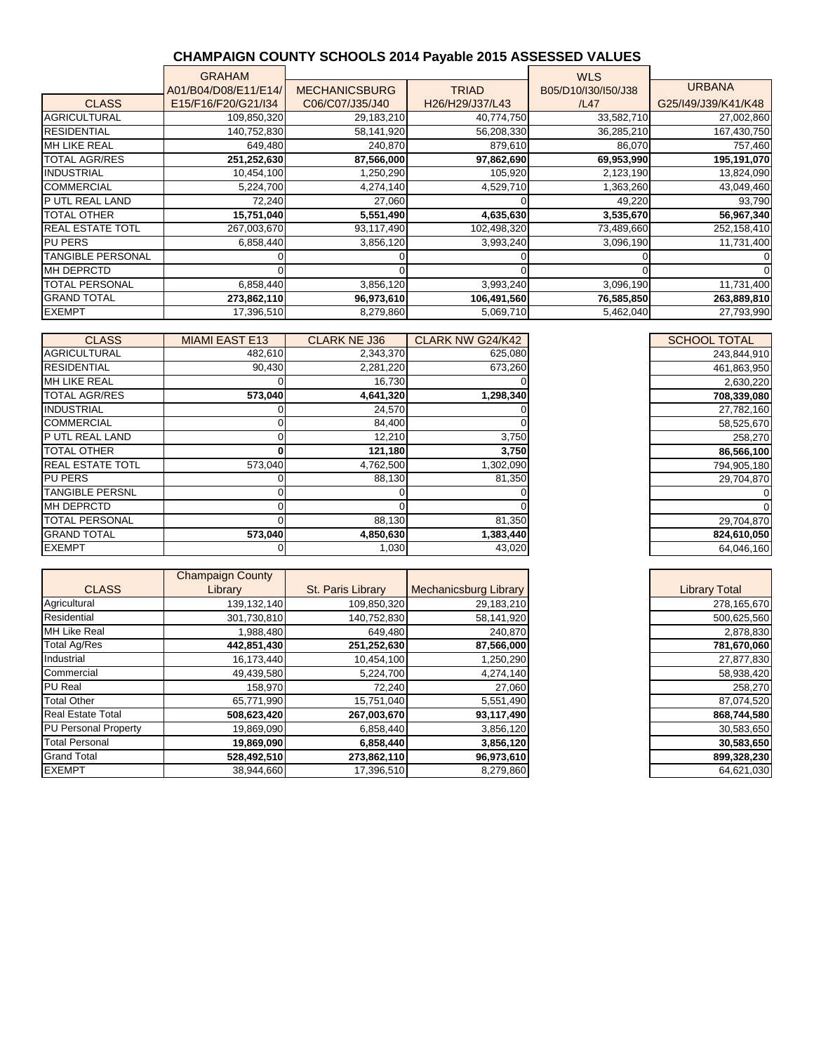# CHAMPAIGN COUNTY SCHOOLS 2014 Payable 2015 ASSESSED VALUES

| CLASS | GRAHAM A01/B04/D08/E11/E14/ E15/F16/F20/G21/I34 | MECHANICSBURG C06/C07/J35/J40 | TRIAD H26/H29/J37/L43 | WLS B05/D10/I30/I50/J38 /L47 | URBANA G25/I49/J39/K41/K48 |
|---|---|---|---|---|---|
| AGRICULTURAL | 109,850,320 | 29,183,210 | 40,774,750 | 33,582,710 | 27,002,860 |
| RESIDENTIAL | 140,752,830 | 58,141,920 | 56,208,330 | 36,285,210 | 167,430,750 |
| MH LIKE REAL | 649,480 | 240,870 | 879,610 | 86,070 | 757,460 |
| TOTAL AGR/RES | **251,252,630** | **87,566,000** | **97,862,690** | **69,953,990** | **195,191,070** |
| INDUSTRIAL | 10,454,100 | 1,250,290 | 105,920 | 2,123,190 | 13,824,090 |
| COMMERCIAL | 5,224,700 | 4,274,140 | 4,529,710 | 1,363,260 | 43,049,460 |
| P UTL REAL LAND | 72,240 | 27,060 | 0 | 49,220 | 93,790 |
| TOTAL OTHER | **15,751,040** | **5,551,490** | **4,635,630** | **3,535,670** | **56,967,340** |
| REAL ESTATE TOTL | 267,003,670 | 93,117,490 | 102,498,320 | 73,489,660 | 252,158,410 |
| PU PERS | 6,858,440 | 3,856,120 | 3,993,240 | 3,096,190 | 11,731,400 |
| TANGIBLE PERSONAL | 0 | 0 | 0 | 0 | 0 |
| MH DEPRCTD | 0 | 0 | 0 | 0 | 0 |
| TOTAL PERSONAL | 6,858,440 | 3,856,120 | 3,993,240 | 3,096,190 | 11,731,400 |
| GRAND TOTAL | **273,862,110** | **96,973,610** | **106,491,560** | **76,585,850** | **263,889,810** |
| EXEMPT | 17,396,510 | 8,279,860 | 5,069,710 | 5,462,040 | 27,793,990 |

| CLASS | MIAMI EAST E13 | CLARK NE J36 | CLARK NW G24/K42 | SCHOOL TOTAL |
|---|---|---|---|---|
| AGRICULTURAL | 482,610 | 2,343,370 | 625,080 | 243,844,910 |
| RESIDENTIAL | 90,430 | 2,281,220 | 673,260 | 461,863,950 |
| MH LIKE REAL | 0 | 16,730 | 0 | 2,630,220 |
| TOTAL AGR/RES | **573,040** | **4,641,320** | **1,298,340** | **708,339,080** |
| INDUSTRIAL | 0 | 24,570 | 0 | 27,782,160 |
| COMMERCIAL | 0 | 84,400 | 0 | 58,525,670 |
| P UTL REAL LAND | 0 | 12,210 | 3,750 | 258,270 |
| TOTAL OTHER | **0** | **121,180** | **3,750** | **86,566,100** |
| REAL ESTATE TOTL | 573,040 | 4,762,500 | 1,302,090 | 794,905,180 |
| PU PERS | 0 | 88,130 | 81,350 | 29,704,870 |
| TANGIBLE PERSNL | 0 | 0 | 0 | 0 |
| MH DEPRCTD | 0 | 0 | 0 | 0 |
| TOTAL PERSONAL | 0 | 88,130 | 81,350 | 29,704,870 |
| GRAND TOTAL | **573,040** | **4,850,630** | **1,383,440** | **824,610,050** |
| EXEMPT | 0 | 1,030 | 43,020 | 64,046,160 |

| CLASS | Champaign County Library | St. Paris Library | Mechanicsburg Library | Library Total |
|---|---|---|---|---|
| Agricultural | 139,132,140 | 109,850,320 | 29,183,210 | 278,165,670 |
| Residential | 301,730,810 | 140,752,830 | 58,141,920 | 500,625,560 |
| MH Like Real | 1,988,480 | 649,480 | 240,870 | 2,878,830 |
| Total Ag/Res | **442,851,430** | **251,252,630** | **87,566,000** | **781,670,060** |
| Industrial | 16,173,440 | 10,454,100 | 1,250,290 | 27,877,830 |
| Commercial | 49,439,580 | 5,224,700 | 4,274,140 | 58,938,420 |
| PU Real | 158,970 | 72,240 | 27,060 | 258,270 |
| Total Other | 65,771,990 | 15,751,040 | 5,551,490 | 87,074,520 |
| Real Estate Total | **508,623,420** | **267,003,670** | **93,117,490** | **868,744,580** |
| PU Personal Property | 19,869,090 | 6,858,440 | 3,856,120 | 30,583,650 |
| Total Personal | **19,869,090** | **6,858,440** | **3,856,120** | **30,583,650** |
| Grand Total | **528,492,510** | **273,862,110** | **96,973,610** | **899,328,230** |
| EXEMPT | 38,944,660 | 17,396,510 | 8,279,860 | 64,621,030 |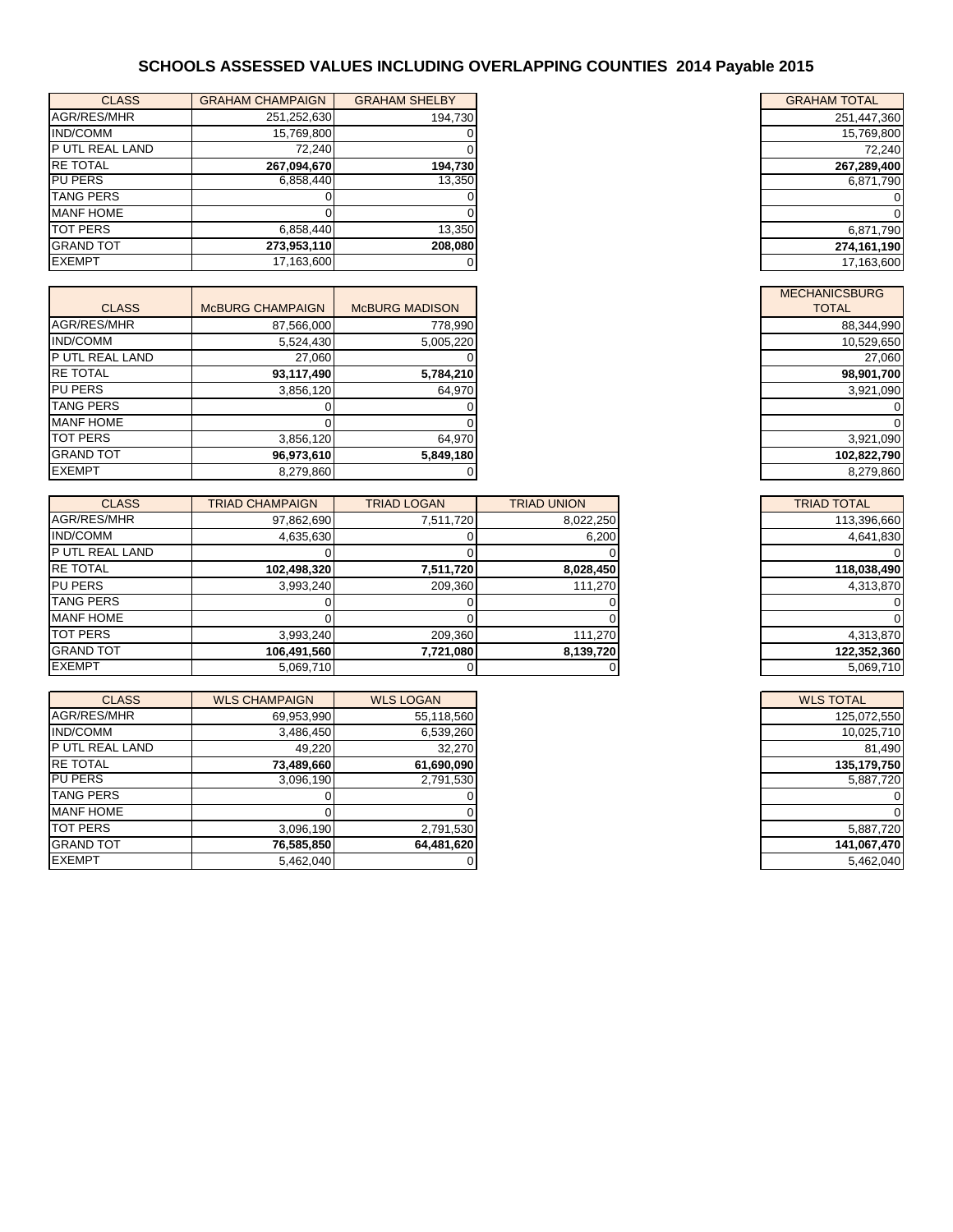# SCHOOLS ASSESSED VALUES INCLUDING OVERLAPPING COUNTIES 2014 Payable 2015

| CLASS | GRAHAM CHAMPAIGN | GRAHAM SHELBY | GRAHAM TOTAL |
|---|---|---|---|
| AGR/RES/MHR | 251,252,630 | 194,730 | 251,447,360 |
| IND/COMM | 15,769,800 | 0 | 15,769,800 |
| P UTL REAL LAND | 72,240 | 0 | 72,240 |
| RE TOTAL | **267,094,670** | **194,730** | **267,289,400** |
| PU PERS | 6,858,440 | 13,350 | 6,871,790 |
| TANG PERS | 0 | 0 | 0 |
| MANF HOME | 0 | 0 | 0 |
| TOT PERS | 6,858,440 | 13,350 | 6,871,790 |
| GRAND TOT | **273,953,110** | **208,080** | **274,161,190** |
| EXEMPT | 17,163,600 | 0 | 17,163,600 |

| CLASS | McBURG CHAMPAIGN | McBURG MADISON | MECHANICSBURG TOTAL |
|---|---|---|---|
| AGR/RES/MHR | 87,566,000 | 778,990 | 88,344,990 |
| IND/COMM | 5,524,430 | 5,005,220 | 10,529,650 |
| P UTL REAL LAND | 27,060 | 0 | 27,060 |
| RE TOTAL | **93,117,490** | **5,784,210** | **98,901,700** |
| PU PERS | 3,856,120 | 64,970 | 3,921,090 |
| TANG PERS | 0 | 0 | 0 |
| MANF HOME | 0 | 0 | 0 |
| TOT PERS | 3,856,120 | 64,970 | 3,921,090 |
| GRAND TOT | **96,973,610** | **5,849,180** | **102,822,790** |
| EXEMPT | 8,279,860 | 0 | 8,279,860 |

| CLASS | TRIAD CHAMPAIGN | TRIAD LOGAN | TRIAD UNION | TRIAD TOTAL |
|---|---|---|---|---|
| AGR/RES/MHR | 97,862,690 | 7,511,720 | 8,022,250 | 113,396,660 |
| IND/COMM | 4,635,630 | 0 | 6,200 | 4,641,830 |
| P UTL REAL LAND | 0 | 0 | 0 | 0 |
| RE TOTAL | **102,498,320** | **7,511,720** | **8,028,450** | **118,038,490** |
| PU PERS | 3,993,240 | 209,360 | 111,270 | 4,313,870 |
| TANG PERS | 0 | 0 | 0 | 0 |
| MANF HOME | 0 | 0 | 0 | 0 |
| TOT PERS | 3,993,240 | 209,360 | 111,270 | 4,313,870 |
| GRAND TOT | **106,491,560** | **7,721,080** | **8,139,720** | **122,352,360** |
| EXEMPT | 5,069,710 | 0 | 0 | 5,069,710 |

| CLASS | WLS CHAMPAIGN | WLS LOGAN | WLS TOTAL |
|---|---|---|---|
| AGR/RES/MHR | 69,953,990 | 55,118,560 | 125,072,550 |
| IND/COMM | 3,486,450 | 6,539,260 | 10,025,710 |
| P UTL REAL LAND | 49,220 | 32,270 | 81,490 |
| RE TOTAL | **73,489,660** | **61,690,090** | **135,179,750** |
| PU PERS | 3,096,190 | 2,791,530 | 5,887,720 |
| TANG PERS | 0 | 0 | 0 |
| MANF HOME | 0 | 0 | 0 |
| TOT PERS | 3,096,190 | 2,791,530 | 5,887,720 |
| GRAND TOT | **76,585,850** | **64,481,620** | **141,067,470** |
| EXEMPT | 5,462,040 | 0 | 5,462,040 |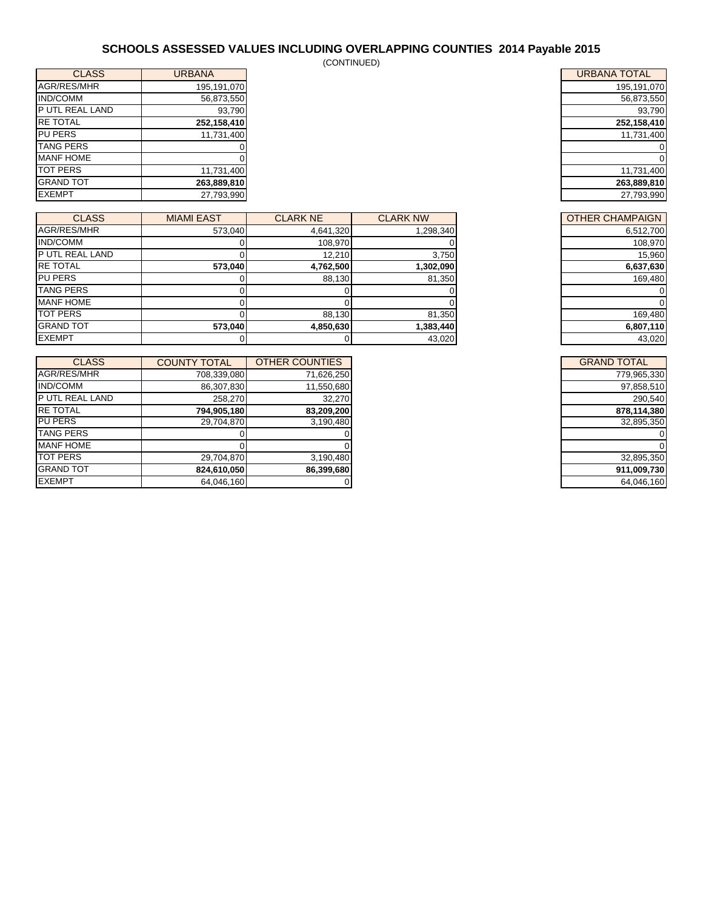# SCHOOLS ASSESSED VALUES INCLUDING OVERLAPPING COUNTIES 2014 Payable 2015

(CONTINUED)

| CLASS | URBANA | URBANA TOTAL |
|---|---|---|
| AGR/RES/MHR | 195,191,070 | 195,191,070 |
| IND/COMM | 56,873,550 | 56,873,550 |
| P UTL REAL LAND | 93,790 | 93,790 |
| RE TOTAL | **252,158,410** | **252,158,410** |
| PU PERS | 11,731,400 | 11,731,400 |
| TANG PERS | 0 | 0 |
| MANF HOME | 0 | 0 |
| TOT PERS | 11,731,400 | 11,731,400 |
| GRAND TOT | **263,889,810** | **263,889,810** |
| EXEMPT | 27,793,990 | 27,793,990 |

| CLASS | MIAMI EAST | CLARK NE | CLARK NW | OTHER CHAMPAIGN |
|---|---|---|---|---|
| AGR/RES/MHR | 573,040 | 4,641,320 | 1,298,340 | 6,512,700 |
| IND/COMM | 0 | 108,970 | 0 | 108,970 |
| P UTL REAL LAND | 0 | 12,210 | 3,750 | 15,960 |
| RE TOTAL | **573,040** | **4,762,500** | **1,302,090** | **6,637,630** |
| PU PERS | 0 | 88,130 | 81,350 | 169,480 |
| TANG PERS | 0 | 0 | 0 | 0 |
| MANF HOME | 0 | 0 | 0 | 0 |
| TOT PERS | 0 | 88,130 | 81,350 | 169,480 |
| GRAND TOT | **573,040** | **4,850,630** | **1,383,440** | **6,807,110** |
| EXEMPT | 0 | 0 | 43,020 | 43,020 |

| CLASS | COUNTY TOTAL | OTHER COUNTIES | GRAND TOTAL |
|---|---|---|---|
| AGR/RES/MHR | 708,339,080 | 71,626,250 | 779,965,330 |
| IND/COMM | 86,307,830 | 11,550,680 | 97,858,510 |
| P UTL REAL LAND | 258,270 | 32,270 | 290,540 |
| RE TOTAL | **794,905,180** | **83,209,200** | **878,114,380** |
| PU PERS | 29,704,870 | 3,190,480 | 32,895,350 |
| TANG PERS | 0 | 0 | 0 |
| MANF HOME | 0 | 0 | 0 |
| TOT PERS | 29,704,870 | 3,190,480 | 32,895,350 |
| GRAND TOT | **824,610,050** | **86,399,680** | **911,009,730** |
| EXEMPT | 64,046,160 | 0 | 64,046,160 |